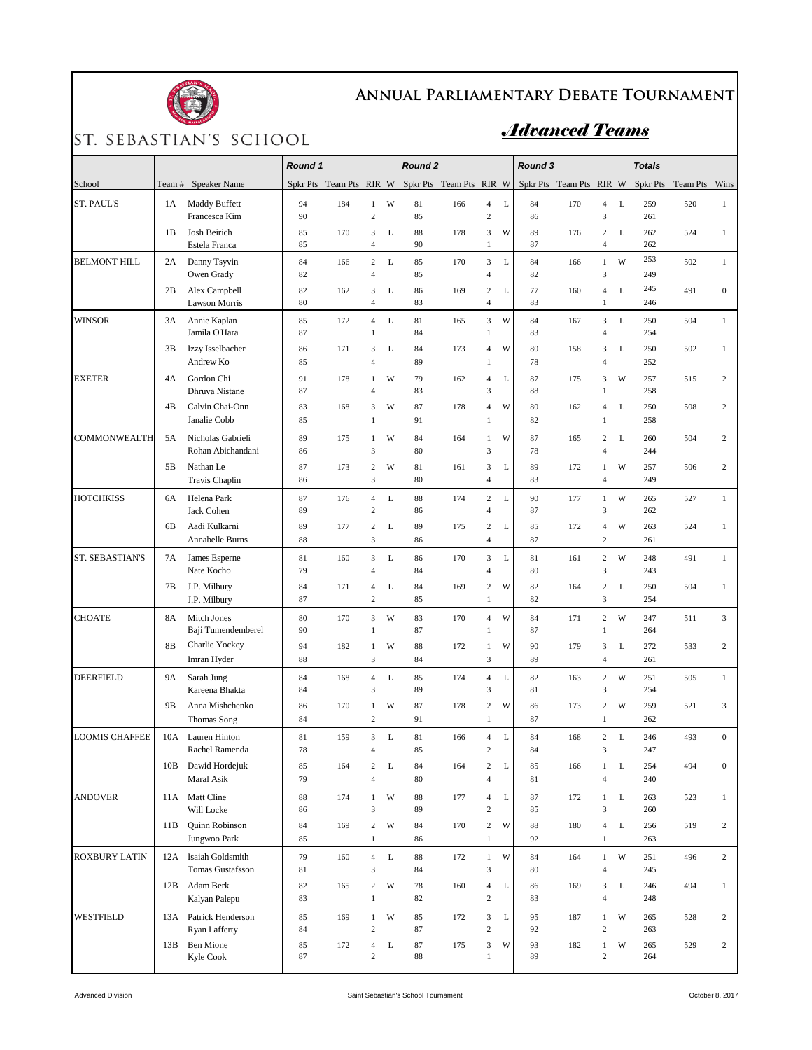# Annual Parliamentary Debate Tournament

## ST. SEBASTIAN'S SCHOOL

## *Advanced Teams*

| | | | Round 1 | | | | Round 2 | | | | Round 3 | | | | Totals | | |
|---|---|---|---|---|---|---|---|---|---|---|---|---|---|---|---|---|---|
| School | Team # | Speaker Name | Spkr Pts | Team Pts | RIR | W | Spkr Pts | Team Pts | RIR | W | Spkr Pts | Team Pts | RIR | W | Spkr Pts | Team Pts | Wins |
| ST. PAUL'S | 1A | Maddy Buffett | 94 | 184 | 1 | W | 81 | 166 | 4 | L | 84 | 170 | 4 | L | 259 | 520 | 1 |
| | | Francesca Kim | 90 | | 2 | | 85 | | 2 | | 86 | | 3 | | 261 | | |
| | 1B | Josh Beirich | 85 | 170 | 3 | L | 88 | 178 | 3 | W | 89 | 176 | 2 | L | 262 | 524 | 1 |
| | | Estela Franca | 85 | | 4 | | 90 | | 1 | | 87 | | 4 | | 262 | | |
| BELMONT HILL | 2A | Danny Tsyvin | 84 | 166 | 2 | L | 85 | 170 | 3 | L | 84 | 166 | 1 | W | 253 | 502 | 1 |
| | | Owen Grady | 82 | | 4 | | 85 | | 4 | | 82 | | 3 | | 249 | | |
| | 2B | Alex Campbell | 82 | 162 | 3 | L | 86 | 169 | 2 | L | 77 | 160 | 4 | L | 245 | 491 | 0 |
| | | Lawson Morris | 80 | | 4 | | 83 | | 4 | | 83 | | 1 | | 246 | | |
| WINSOR | 3A | Annie Kaplan | 85 | 172 | 4 | L | 81 | 165 | 3 | W | 84 | 167 | 3 | L | 250 | 504 | 1 |
| | | Jamila O'Hara | 87 | | 1 | | 84 | | 1 | | 83 | | 4 | | 254 | | |
| | 3B | Izzy Isselbacher | 86 | 171 | 3 | L | 84 | 173 | 4 | W | 80 | 158 | 3 | L | 250 | 502 | 1 |
| | | Andrew Ko | 85 | | 4 | | 89 | | 1 | | 78 | | 4 | | 252 | | |
| EXETER | 4A | Gordon Chi | 91 | 178 | 1 | W | 79 | 162 | 4 | L | 87 | 175 | 3 | W | 257 | 515 | 2 |
| | | Dhruva Nistane | 87 | | 4 | | 83 | | 3 | | 88 | | 1 | | 258 | | |
| | 4B | Calvin Chai-Onn | 83 | 168 | 3 | W | 87 | 178 | 4 | W | 80 | 162 | 4 | L | 250 | 508 | 2 |
| | | Janalie Cobb | 85 | | 1 | | 91 | | 1 | | 82 | | 1 | | 258 | | |
| COMMONWEALTH | 5A | Nicholas Gabrieli | 89 | 175 | 1 | W | 84 | 164 | 1 | W | 87 | 165 | 2 | L | 260 | 504 | 2 |
| | | Rohan Abichandani | 86 | | 3 | | 80 | | 3 | | 78 | | 4 | | 244 | | |
| | 5B | Nathan Le | 87 | 173 | 2 | W | 81 | 161 | 3 | L | 89 | 172 | 1 | W | 257 | 506 | 2 |
| | | Travis Chaplin | 86 | | 3 | | 80 | | 4 | | 83 | | 4 | | 249 | | |
| HOTCHKISS | 6A | Helena Park | 87 | 176 | 4 | L | 88 | 174 | 2 | L | 90 | 177 | 1 | W | 265 | 527 | 1 |
| | | Jack Cohen | 89 | | 2 | | 86 | | 4 | | 87 | | 3 | | 262 | | |
| | 6B | Aadi Kulkarni | 89 | 177 | 2 | L | 89 | 175 | 2 | L | 85 | 172 | 4 | W | 263 | 524 | 1 |
| | | Annabelle Burns | 88 | | 3 | | 86 | | 4 | | 87 | | 2 | | 261 | | |
| ST. SEBASTIAN'S | 7A | James Esperne | 81 | 160 | 3 | L | 86 | 170 | 3 | L | 81 | 161 | 2 | W | 248 | 491 | 1 |
| | | Nate Kocho | 79 | | 4 | | 84 | | 4 | | 80 | | 3 | | 243 | | |
| | 7B | J.P. Milbury | 84 | 171 | 4 | L | 84 | 169 | 2 | W | 82 | 164 | 2 | L | 250 | 504 | 1 |
| | | J.P. Milbury | 87 | | 2 | | 85 | | 1 | | 82 | | 3 | | 254 | | |
| CHOATE | 8A | Mitch Jones | 80 | 170 | 3 | W | 83 | 170 | 4 | W | 84 | 171 | 2 | W | 247 | 511 | 3 |
| | | Baji Tumendemberel | 90 | | 1 | | 87 | | 1 | | 87 | | 1 | | 264 | | |
| | 8B | Charlie Yockey | 94 | 182 | 1 | W | 88 | 172 | 1 | W | 90 | 179 | 3 | L | 272 | 533 | 2 |
| | | Imran Hyder | 88 | | 3 | | 84 | | 3 | | 89 | | 4 | | 261 | | |
| DEERFIELD | 9A | Sarah Jung | 84 | 168 | 4 | L | 85 | 174 | 4 | L | 82 | 163 | 2 | W | 251 | 505 | 1 |
| | | Kareena Bhakta | 84 | | 3 | | 89 | | 3 | | 81 | | 3 | | 254 | | |
| | 9B | Anna Mishchenko | 86 | 170 | 1 | W | 87 | 178 | 2 | W | 86 | 173 | 2 | W | 259 | 521 | 3 |
| | | Thomas Song | 84 | | 2 | | 91 | | 1 | | 87 | | 1 | | 262 | | |
| LOOMIS CHAFFEE | 10A | Lauren Hinton | 81 | 159 | 3 | L | 81 | 166 | 4 | L | 84 | 168 | 2 | L | 246 | 493 | 0 |
| | | Rachel Ramenda | 78 | | 4 | | 85 | | 2 | | 84 | | 3 | | 247 | | |
| | 10B | Dawid Hordejuk | 85 | 164 | 2 | L | 84 | 164 | 2 | L | 85 | 166 | 1 | L | 254 | 494 | 0 |
| | | Maral Asik | 79 | | 4 | | 80 | | 4 | | 81 | | 4 | | 240 | | |
| ANDOVER | 11A | Matt Cline | 88 | 174 | 1 | W | 88 | 177 | 4 | L | 87 | 172 | 1 | L | 263 | 523 | 1 |
| | | Will Locke | 86 | | 3 | | 89 | | 2 | | 85 | | 3 | | 260 | | |
| | 11B | Quinn Robinson | 84 | 169 | 2 | W | 84 | 170 | 2 | W | 88 | 180 | 4 | L | 256 | 519 | 2 |
| | | Jungwoo Park | 85 | | 1 | | 86 | | 1 | | 92 | | 1 | | 263 | | |
| ROXBURY LATIN | 12A | Isaiah Goldsmith | 79 | 160 | 4 | L | 88 | 172 | 1 | W | 84 | 164 | 1 | W | 251 | 496 | 2 |
| | | Tomas Gustafsson | 81 | | 3 | | 84 | | 3 | | 80 | | 4 | | 245 | | |
| | 12B | Adam Berk | 82 | 165 | 2 | W | 78 | 160 | 4 | L | 86 | 169 | 3 | L | 246 | 494 | 1 |
| | | Kalyan Palepu | 83 | | 1 | | 82 | | 2 | | 83 | | 4 | | 248 | | |
| WESTFIELD | 13A | Patrick Henderson | 85 | 169 | 1 | W | 85 | 172 | 3 | L | 95 | 187 | 1 | W | 265 | 528 | 2 |
| | | Ryan Lafferty | 84 | | 2 | | 87 | | 2 | | 92 | | 2 | | 263 | | |
| | 13B | Ben Mione | 85 | 172 | 4 | L | 87 | 175 | 3 | W | 93 | 182 | 1 | W | 265 | 529 | 2 |
| | | Kyle Cook | 87 | | 2 | | 88 | | 1 | | 89 | | 2 | | 264 | | |

Advanced Division — Saint Sebastian's School Tournament — October 8, 2017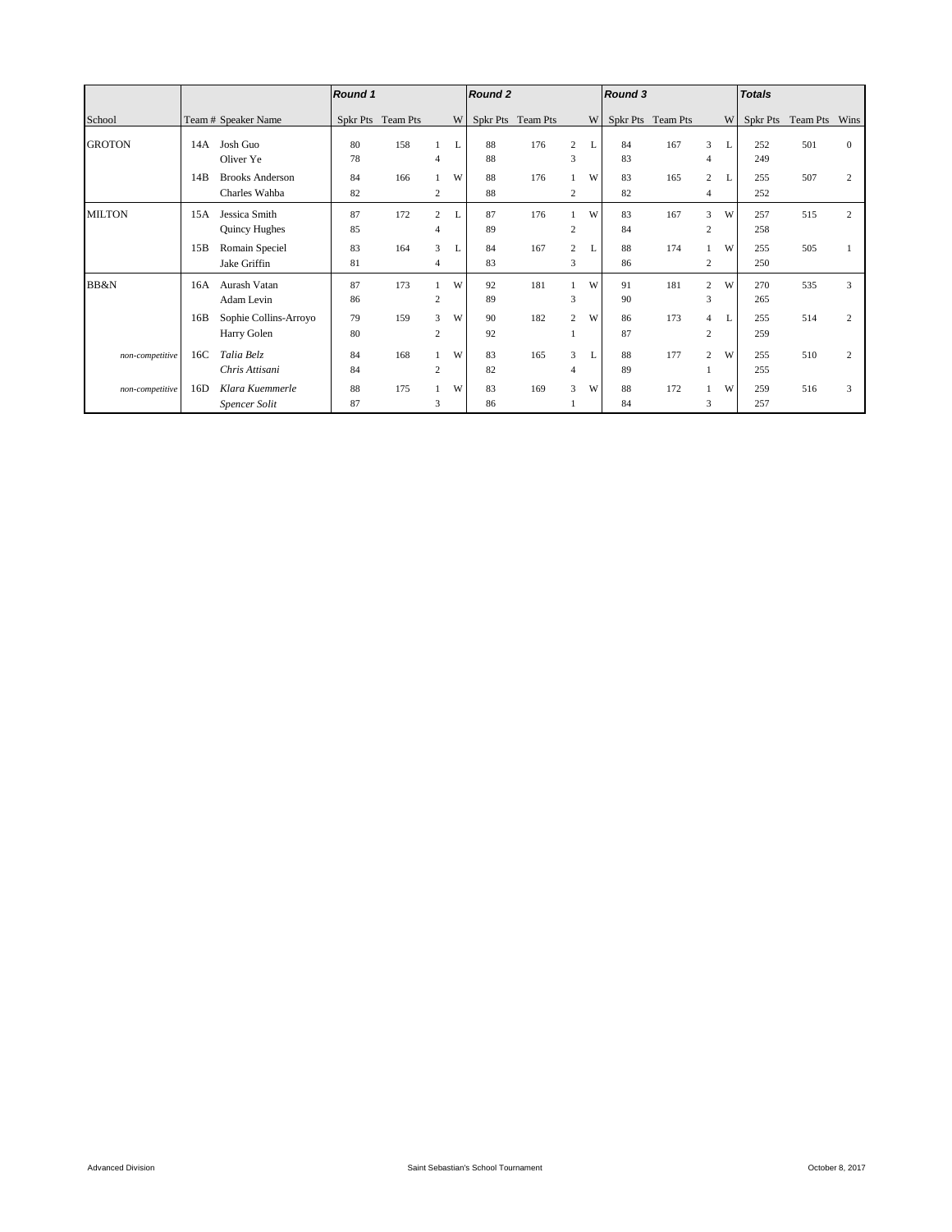| | | | Round 1 | | | | Round 2 | | | | Round 3 | | | | Totals | | |
|---|---|---|---|---|---|---|---|---|---|---|---|---|---|---|---|---|---|
| School | Team # | Speaker Name | Spkr Pts | Team Pts | | W | Spkr Pts | Team Pts | | W | Spkr Pts | Team Pts | | W | Spkr Pts | Team Pts | Wins |
| GROTON | 14A | Josh Guo | 80 | 158 | 1 | L | 88 | 176 | 2 | L | 84 | 167 | 3 | L | 252 | 501 | 0 |
| | | Oliver Ye | 78 | | 4 | | 88 | | 3 | | 83 | | 4 | | 249 | | |
| | 14B | Brooks Anderson | 84 | 166 | 1 | W | 88 | 176 | 1 | W | 83 | 165 | 2 | L | 255 | 507 | 2 |
| | | Charles Wahba | 82 | | 2 | | 88 | | 2 | | 82 | | 4 | | 252 | | |
| MILTON | 15A | Jessica Smith | 87 | 172 | 2 | L | 87 | 176 | 1 | W | 83 | 167 | 3 | W | 257 | 515 | 2 |
| | | Quincy Hughes | 85 | | 4 | | 89 | | 2 | | 84 | | 2 | | 258 | | |
| | 15B | Romain Speciel | 83 | 164 | 3 | L | 84 | 167 | 2 | L | 88 | 174 | 1 | W | 255 | 505 | 1 |
| | | Jake Griffin | 81 | | 4 | | 83 | | 3 | | 86 | | 2 | | 250 | | |
| BB&N | 16A | Aurash Vatan | 87 | 173 | 1 | W | 92 | 181 | 1 | W | 91 | 181 | 2 | W | 270 | 535 | 3 |
| | | Adam Levin | 86 | | 2 | | 89 | | 3 | | 90 | | 3 | | 265 | | |
| | 16B | Sophie Collins-Arroyo | 79 | 159 | 3 | W | 90 | 182 | 2 | W | 86 | 173 | 4 | L | 255 | 514 | 2 |
| | | Harry Golen | 80 | | 2 | | 92 | | 1 | | 87 | | 2 | | 259 | | |
| *non-competitive* | 16C | *Talia Belz* | 84 | 168 | 1 | W | 83 | 165 | 3 | L | 88 | 177 | 2 | W | 255 | 510 | 2 |
| | | *Chris Attisani* | 84 | | 2 | | 82 | | 4 | | 89 | | 1 | | 255 | | |
| *non-competitive* | 16D | *Klara Kuemmerle* | 88 | 175 | 1 | W | 83 | 169 | 3 | W | 88 | 172 | 1 | W | 259 | 516 | 3 |
| | | *Spencer Solit* | 87 | | 3 | | 86 | | 1 | | 84 | | 3 | | 257 | | |

Advanced Division — Saint Sebastian's School Tournament — October 8, 2017